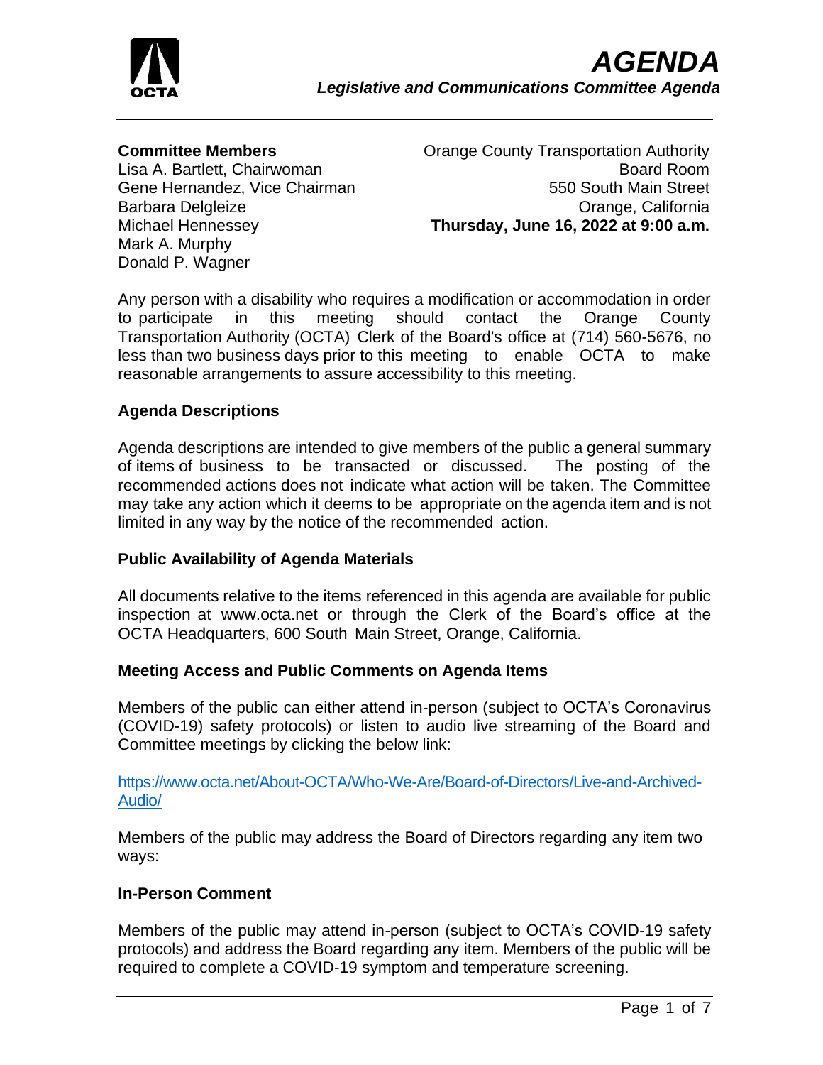# AGENDA

***Legislative and Communications Committee Agenda***

**Committee Members**
Lisa A. Bartlett, Chairwoman
Gene Hernandez, Vice Chairman
Barbara Delgleize
Michael Hennessey
Mark A. Murphy
Donald P. Wagner

Orange County Transportation Authority
Board Room
550 South Main Street
Orange, California
**Thursday, June 16, 2022 at 9:00 a.m.**

Any person with a disability who requires a modification or accommodation in order to participate in this meeting should contact the Orange County Transportation Authority (OCTA) Clerk of the Board's office at (714) 560-5676, no less than two business days prior to this meeting to enable OCTA to make reasonable arrangements to assure accessibility to this meeting.

### Agenda Descriptions

Agenda descriptions are intended to give members of the public a general summary of items of business to be transacted or discussed. The posting of the recommended actions does not indicate what action will be taken. The Committee may take any action which it deems to be appropriate on the agenda item and is not limited in any way by the notice of the recommended action.

### Public Availability of Agenda Materials

All documents relative to the items referenced in this agenda are available for public inspection at www.octa.net or through the Clerk of the Board's office at the OCTA Headquarters, 600 South Main Street, Orange, California.

### Meeting Access and Public Comments on Agenda Items

Members of the public can either attend in-person (subject to OCTA's Coronavirus (COVID-19) safety protocols) or listen to audio live streaming of the Board and Committee meetings by clicking the below link:

https://www.octa.net/About-OCTA/Who-We-Are/Board-of-Directors/Live-and-Archived-Audio/

Members of the public may address the Board of Directors regarding any item two ways:

### In-Person Comment

Members of the public may attend in-person (subject to OCTA's COVID-19 safety protocols) and address the Board regarding any item. Members of the public will be required to complete a COVID-19 symptom and temperature screening.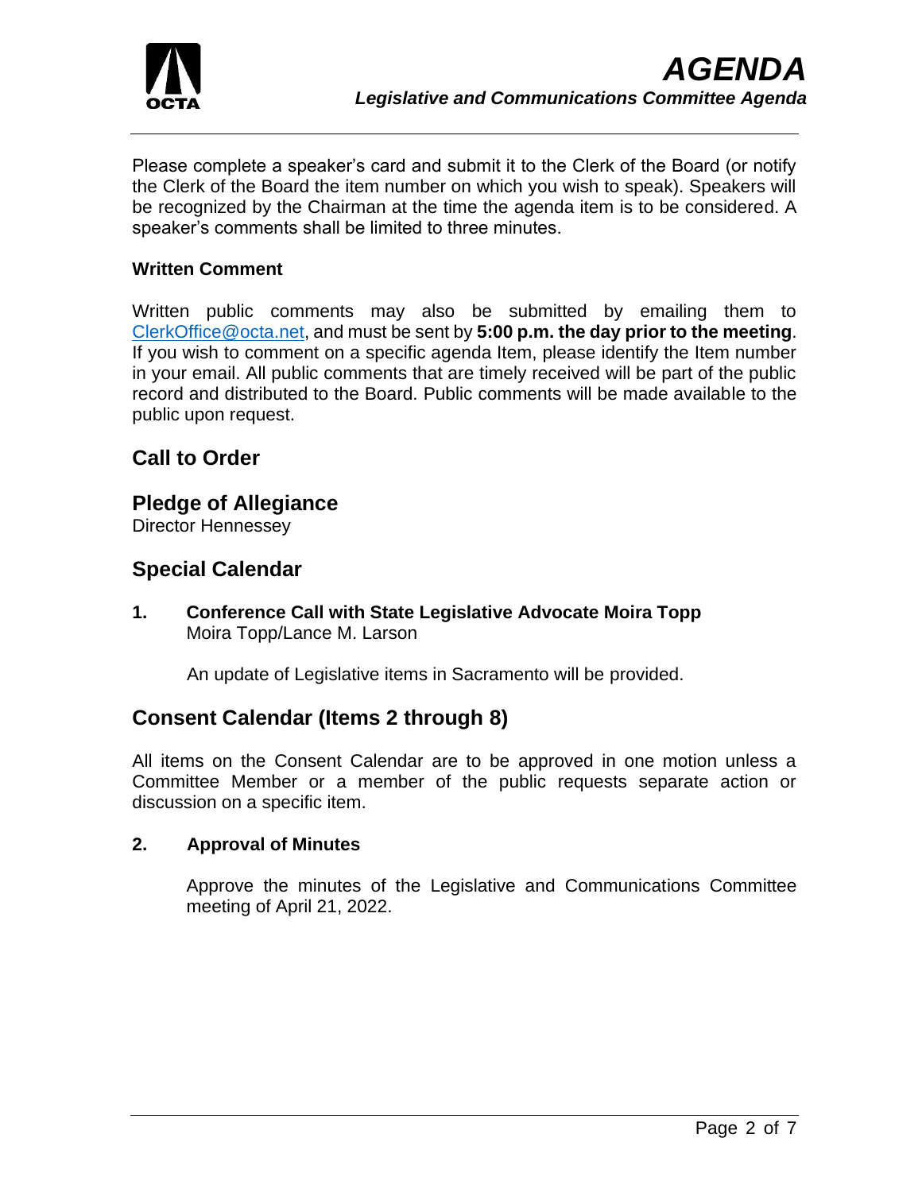Please complete a speaker's card and submit it to the Clerk of the Board (or notify the Clerk of the Board the item number on which you wish to speak). Speakers will be recognized by the Chairman at the time the agenda item is to be considered. A speaker's comments shall be limited to three minutes.

**Written Comment**

Written public comments may also be submitted by emailing them to ClerkOffice@octa.net, and must be sent by **5:00 p.m. the day prior to the meeting**. If you wish to comment on a specific agenda Item, please identify the Item number in your email. All public comments that are timely received will be part of the public record and distributed to the Board. Public comments will be made available to the public upon request.

## Call to Order

## Pledge of Allegiance

Director Hennessey

## Special Calendar

**1. Conference Call with State Legislative Advocate Moira Topp**
Moira Topp/Lance M. Larson

An update of Legislative items in Sacramento will be provided.

## Consent Calendar (Items 2 through 8)

All items on the Consent Calendar are to be approved in one motion unless a Committee Member or a member of the public requests separate action or discussion on a specific item.

**2. Approval of Minutes**

Approve the minutes of the Legislative and Communications Committee meeting of April 21, 2022.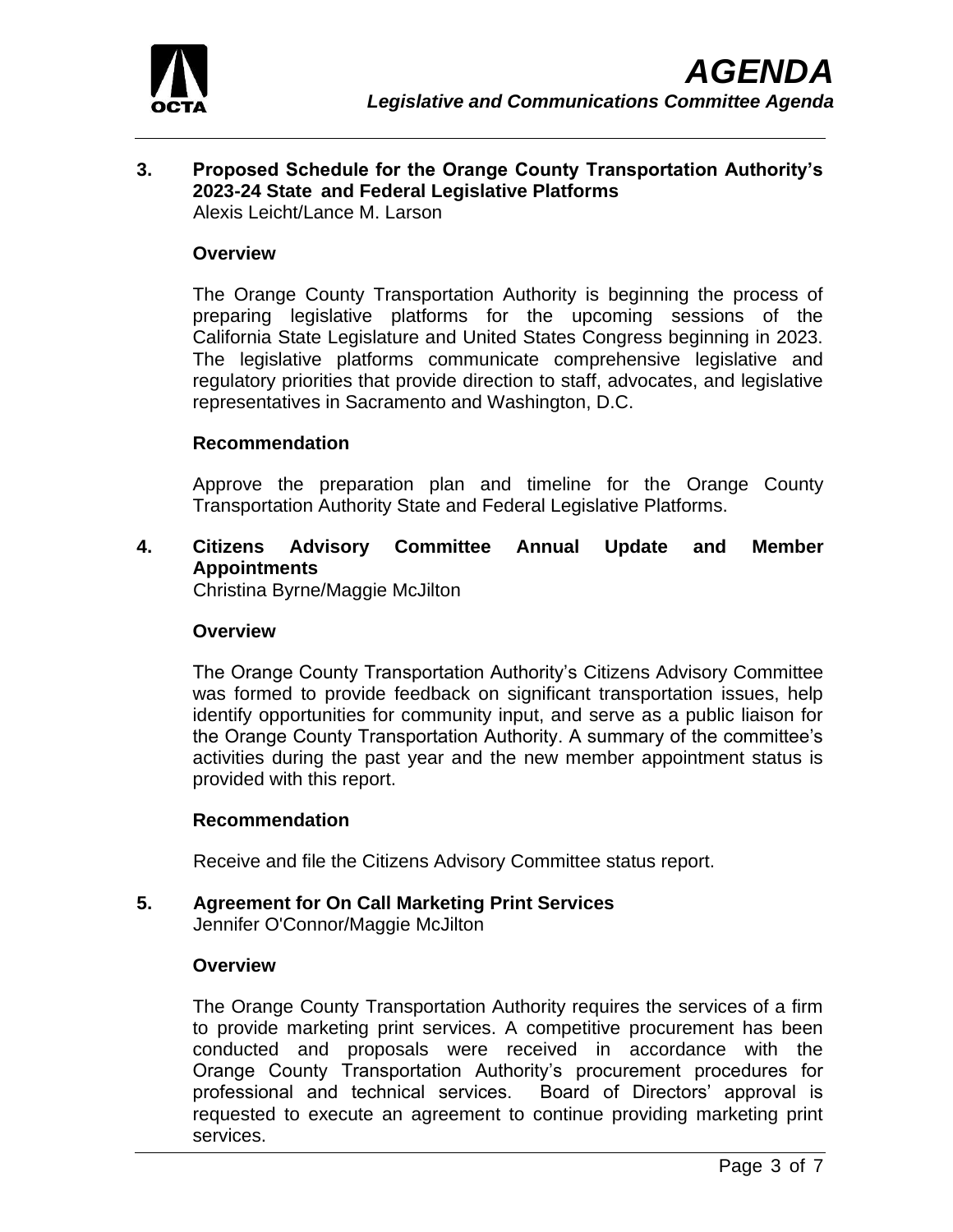**3. Proposed Schedule for the Orange County Transportation Authority's 2023-24 State and Federal Legislative Platforms**
Alexis Leicht/Lance M. Larson

**Overview**

The Orange County Transportation Authority is beginning the process of preparing legislative platforms for the upcoming sessions of the California State Legislature and United States Congress beginning in 2023. The legislative platforms communicate comprehensive legislative and regulatory priorities that provide direction to staff, advocates, and legislative representatives in Sacramento and Washington, D.C.

**Recommendation**

Approve the preparation plan and timeline for the Orange County Transportation Authority State and Federal Legislative Platforms.

**4. Citizens Advisory Committee Annual Update and Member Appointments**
Christina Byrne/Maggie McJilton

**Overview**

The Orange County Transportation Authority's Citizens Advisory Committee was formed to provide feedback on significant transportation issues, help identify opportunities for community input, and serve as a public liaison for the Orange County Transportation Authority. A summary of the committee's activities during the past year and the new member appointment status is provided with this report.

**Recommendation**

Receive and file the Citizens Advisory Committee status report.

**5. Agreement for On Call Marketing Print Services**
Jennifer O'Connor/Maggie McJilton

**Overview**

The Orange County Transportation Authority requires the services of a firm to provide marketing print services. A competitive procurement has been conducted and proposals were received in accordance with the Orange County Transportation Authority's procurement procedures for professional and technical services. Board of Directors' approval is requested to execute an agreement to continue providing marketing print services.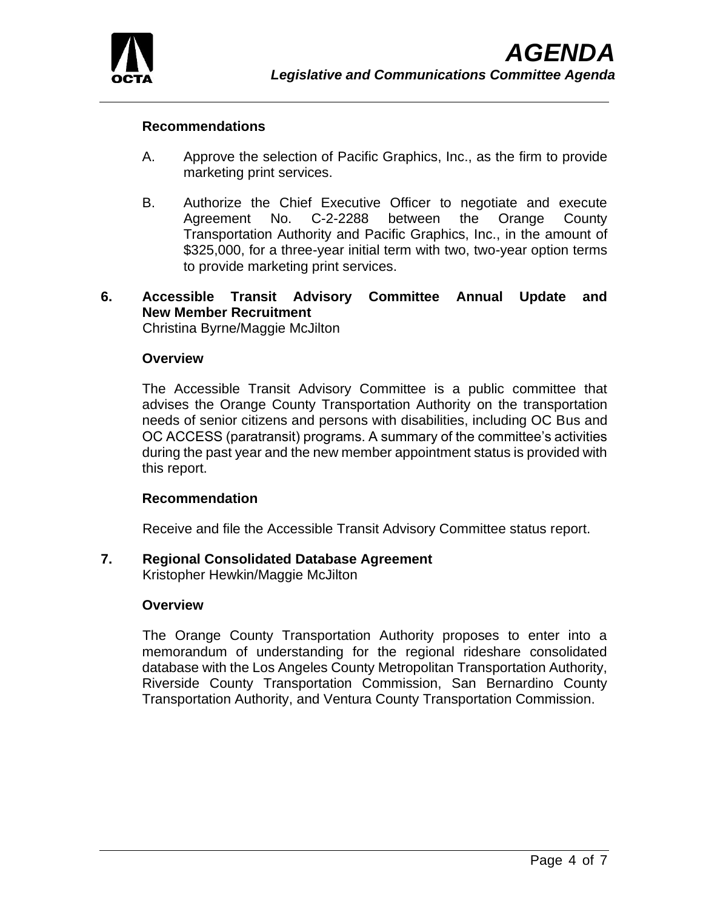#### Recommendations

A. Approve the selection of Pacific Graphics, Inc., as the firm to provide marketing print services.

B. Authorize the Chief Executive Officer to negotiate and execute Agreement No. C-2-2288 between the Orange County Transportation Authority and Pacific Graphics, Inc., in the amount of $325,000, for a three-year initial term with two, two-year option terms to provide marketing print services.

### 6. Accessible Transit Advisory Committee Annual Update and New Member Recruitment

Christina Byrne/Maggie McJilton

#### Overview

The Accessible Transit Advisory Committee is a public committee that advises the Orange County Transportation Authority on the transportation needs of senior citizens and persons with disabilities, including OC Bus and OC ACCESS (paratransit) programs. A summary of the committee's activities during the past year and the new member appointment status is provided with this report.

#### Recommendation

Receive and file the Accessible Transit Advisory Committee status report.

### 7. Regional Consolidated Database Agreement

Kristopher Hewkin/Maggie McJilton

#### Overview

The Orange County Transportation Authority proposes to enter into a memorandum of understanding for the regional rideshare consolidated database with the Los Angeles County Metropolitan Transportation Authority, Riverside County Transportation Commission, San Bernardino County Transportation Authority, and Ventura County Transportation Commission.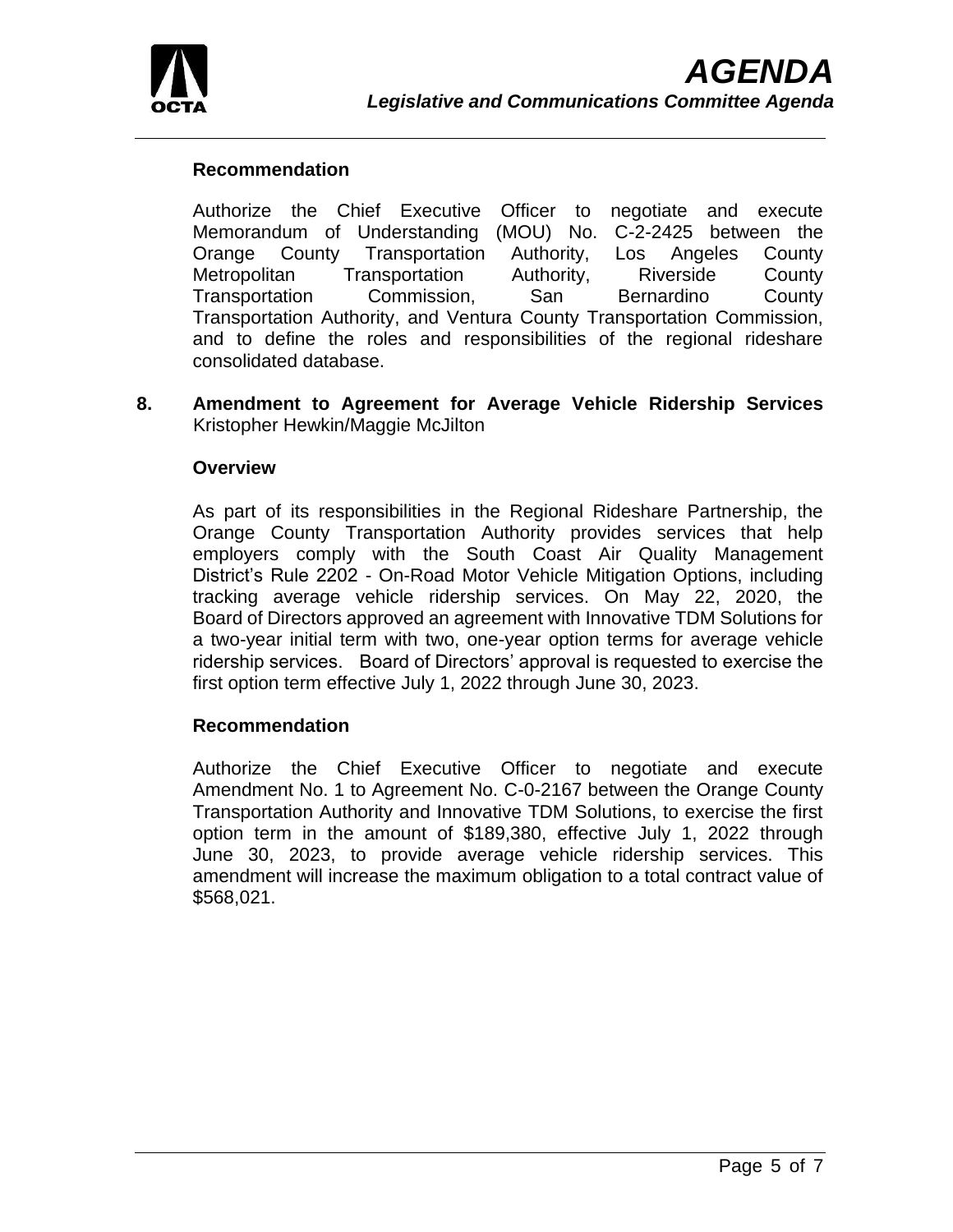### Recommendation

Authorize the Chief Executive Officer to negotiate and execute Memorandum of Understanding (MOU) No. C-2-2425 between the Orange County Transportation Authority, Los Angeles County Metropolitan Transportation Authority, Riverside County Transportation Commission, San Bernardino County Transportation Authority, and Ventura County Transportation Commission, and to define the roles and responsibilities of the regional rideshare consolidated database.

**8. Amendment to Agreement for Average Vehicle Ridership Services**
Kristopher Hewkin/Maggie McJilton

### Overview

As part of its responsibilities in the Regional Rideshare Partnership, the Orange County Transportation Authority provides services that help employers comply with the South Coast Air Quality Management District's Rule 2202 - On-Road Motor Vehicle Mitigation Options, including tracking average vehicle ridership services. On May 22, 2020, the Board of Directors approved an agreement with Innovative TDM Solutions for a two-year initial term with two, one-year option terms for average vehicle ridership services. Board of Directors' approval is requested to exercise the first option term effective July 1, 2022 through June 30, 2023.

### Recommendation

Authorize the Chief Executive Officer to negotiate and execute Amendment No. 1 to Agreement No. C-0-2167 between the Orange County Transportation Authority and Innovative TDM Solutions, to exercise the first option term in the amount of $189,380, effective July 1, 2022 through June 30, 2023, to provide average vehicle ridership services. This amendment will increase the maximum obligation to a total contract value of $568,021.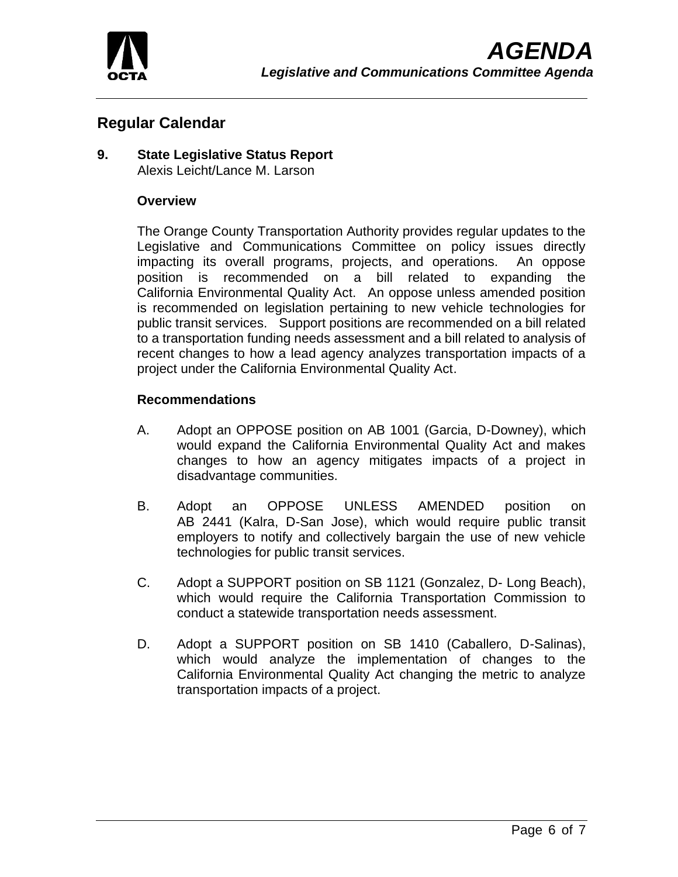## Regular Calendar

### 9. State Legislative Status Report

Alexis Leicht/Lance M. Larson

**Overview**

The Orange County Transportation Authority provides regular updates to the Legislative and Communications Committee on policy issues directly impacting its overall programs, projects, and operations. An oppose position is recommended on a bill related to expanding the California Environmental Quality Act. An oppose unless amended position is recommended on legislation pertaining to new vehicle technologies for public transit services. Support positions are recommended on a bill related to a transportation funding needs assessment and a bill related to analysis of recent changes to how a lead agency analyzes transportation impacts of a project under the California Environmental Quality Act.

**Recommendations**

A. Adopt an OPPOSE position on AB 1001 (Garcia, D-Downey), which would expand the California Environmental Quality Act and makes changes to how an agency mitigates impacts of a project in disadvantage communities.

B. Adopt an OPPOSE UNLESS AMENDED position on AB 2441 (Kalra, D-San Jose), which would require public transit employers to notify and collectively bargain the use of new vehicle technologies for public transit services.

C. Adopt a SUPPORT position on SB 1121 (Gonzalez, D- Long Beach), which would require the California Transportation Commission to conduct a statewide transportation needs assessment.

D. Adopt a SUPPORT position on SB 1410 (Caballero, D-Salinas), which would analyze the implementation of changes to the California Environmental Quality Act changing the metric to analyze transportation impacts of a project.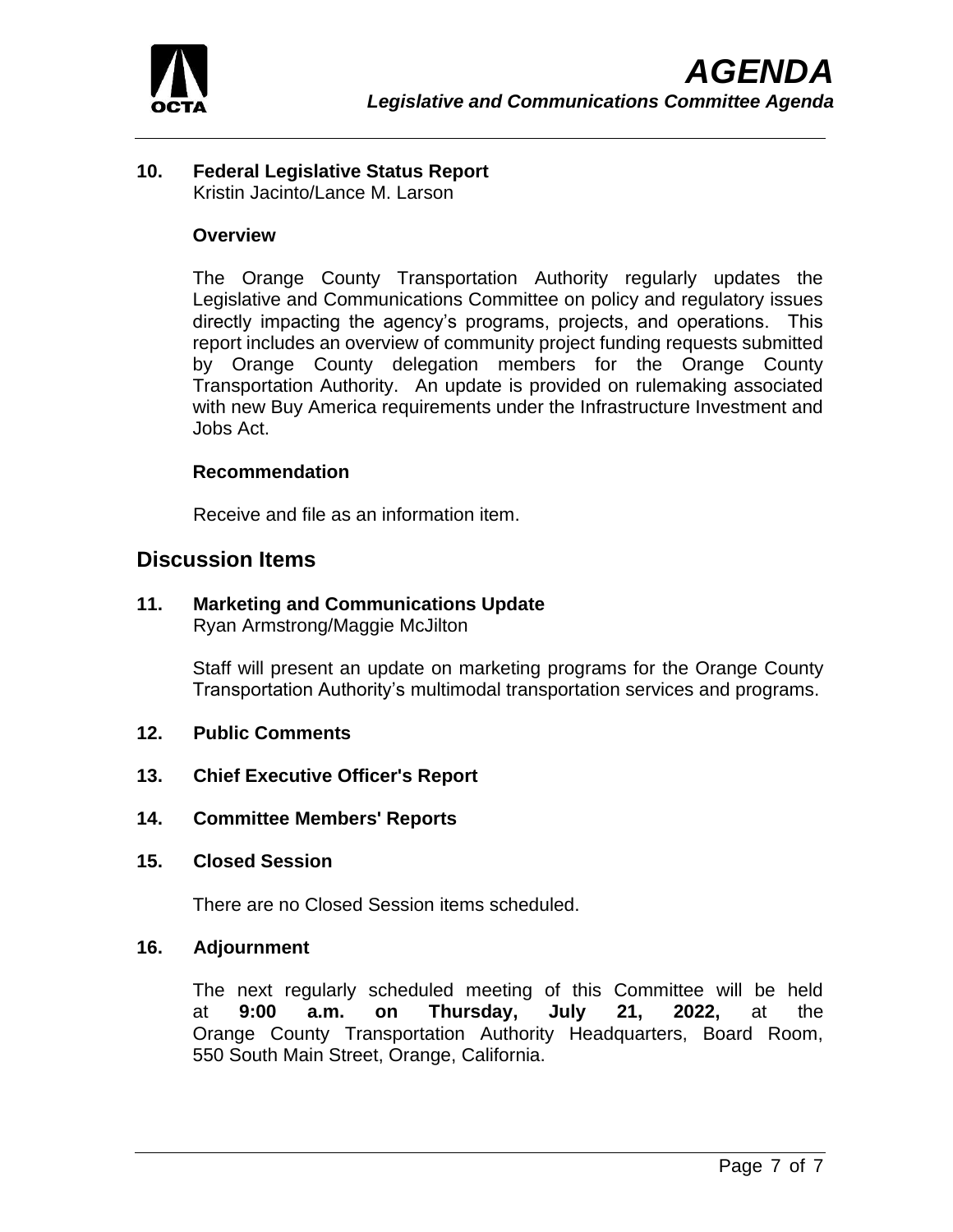**10. Federal Legislative Status Report**
Kristin Jacinto/Lance M. Larson

**Overview**

The Orange County Transportation Authority regularly updates the Legislative and Communications Committee on policy and regulatory issues directly impacting the agency's programs, projects, and operations. This report includes an overview of community project funding requests submitted by Orange County delegation members for the Orange County Transportation Authority. An update is provided on rulemaking associated with new Buy America requirements under the Infrastructure Investment and Jobs Act.

**Recommendation**

Receive and file as an information item.

## Discussion Items

**11. Marketing and Communications Update**
Ryan Armstrong/Maggie McJilton

Staff will present an update on marketing programs for the Orange County Transportation Authority's multimodal transportation services and programs.

**12. Public Comments**

**13. Chief Executive Officer's Report**

**14. Committee Members' Reports**

**15. Closed Session**

There are no Closed Session items scheduled.

**16. Adjournment**

The next regularly scheduled meeting of this Committee will be held at **9:00 a.m. on Thursday, July 21, 2022,** at the Orange County Transportation Authority Headquarters, Board Room, 550 South Main Street, Orange, California.